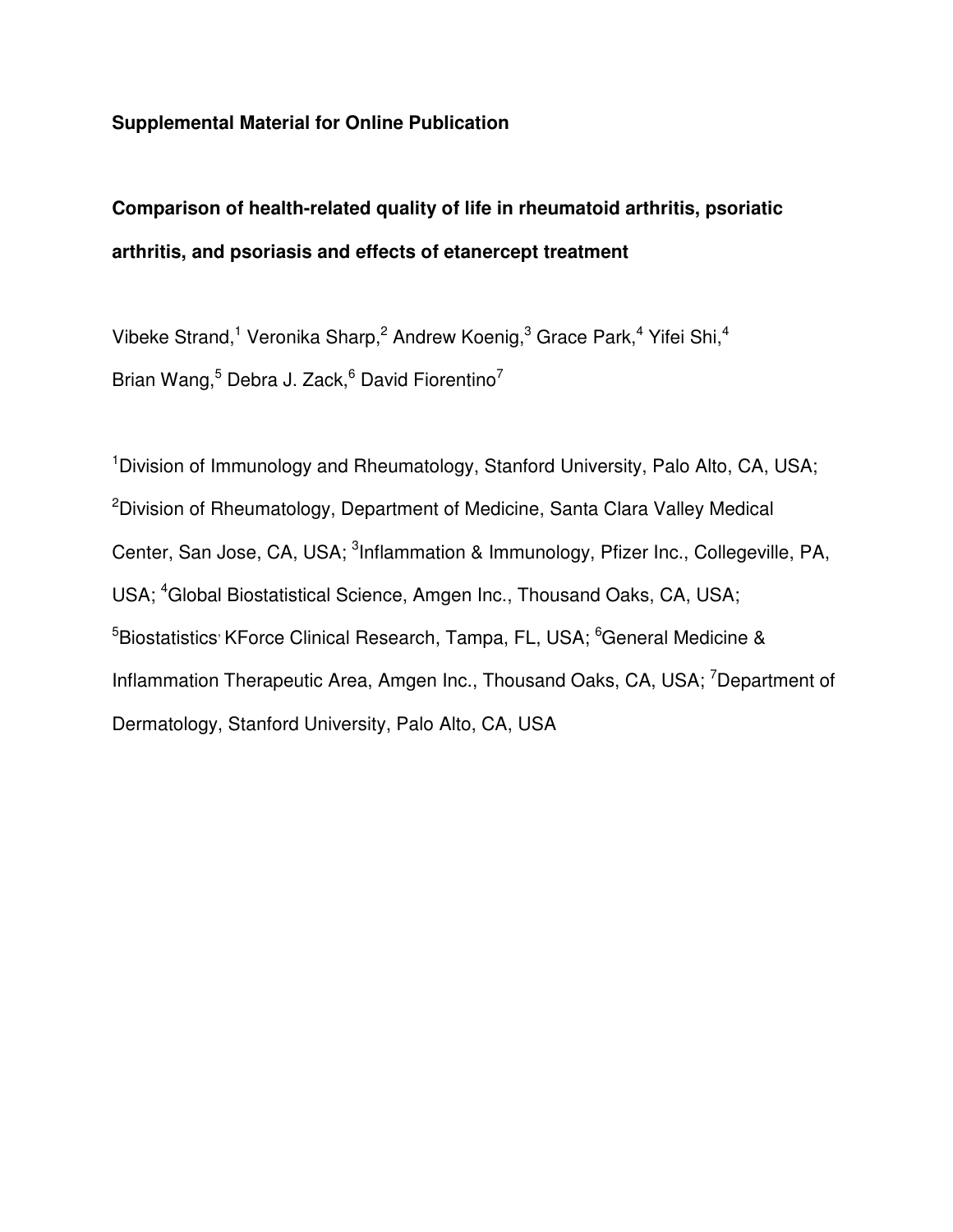**Supplemental Material for Online Publication**

# Comparison of health-related quality of life in rheumatoid arthritis, psoriatic arthritis, and psoriasis and effects of etanercept treatment

Vibeke Strand,[1] Veronika Sharp,[2] Andrew Koenig,[3] Grace Park,[4] Yifei Shi,[4] Brian Wang,[5] Debra J. Zack,[6] David Fiorentino[7]

[1]Division of Immunology and Rheumatology, Stanford University, Palo Alto, CA, USA; [2]Division of Rheumatology, Department of Medicine, Santa Clara Valley Medical Center, San Jose, CA, USA; [3]Inflammation & Immunology, Pfizer Inc., Collegeville, PA, USA; [4]Global Biostatistical Science, Amgen Inc., Thousand Oaks, CA, USA; [5]Biostatistics, KForce Clinical Research, Tampa, FL, USA; [6]General Medicine & Inflammation Therapeutic Area, Amgen Inc., Thousand Oaks, CA, USA; [7]Department of Dermatology, Stanford University, Palo Alto, CA, USA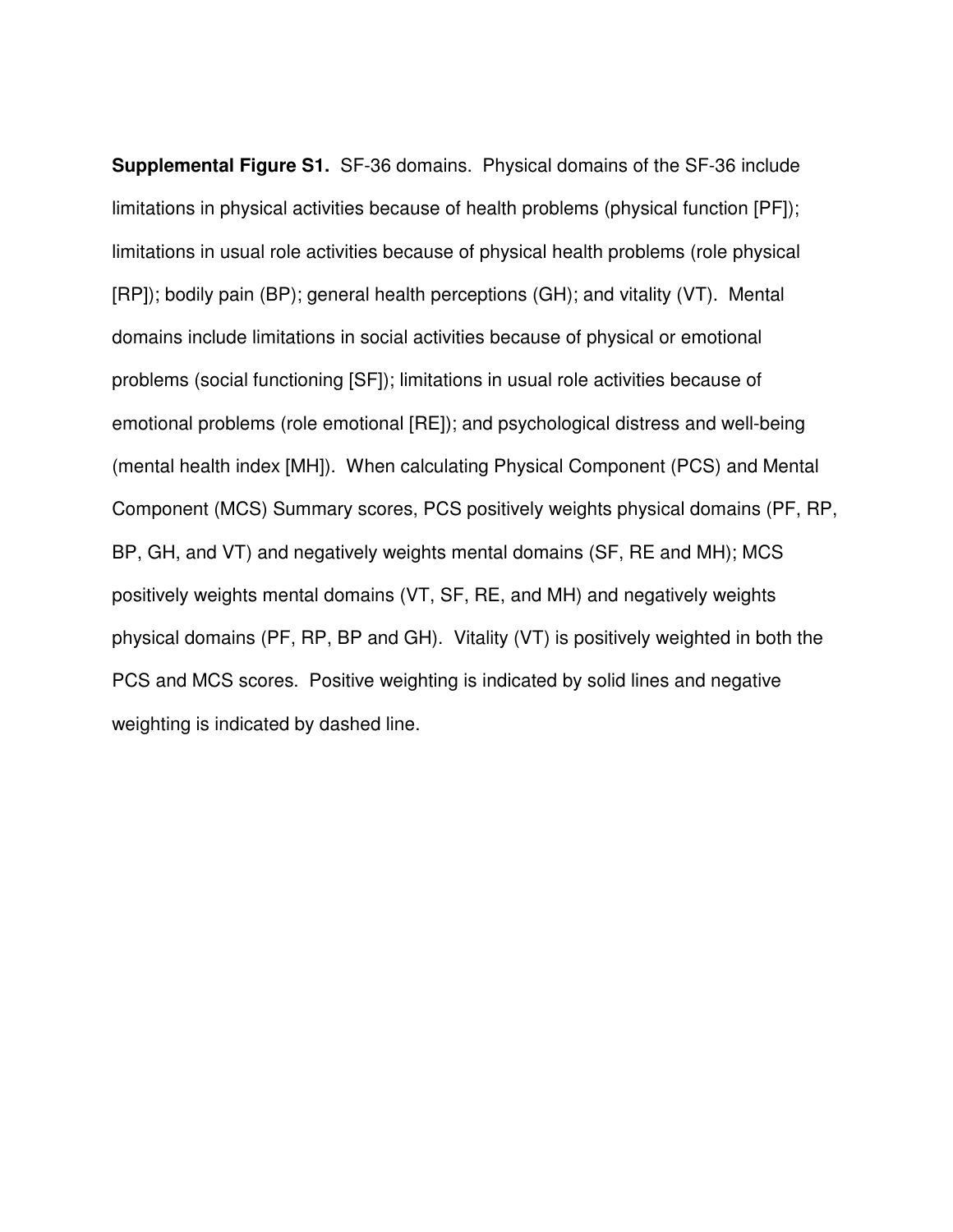**Supplemental Figure S1.** SF-36 domains. Physical domains of the SF-36 include limitations in physical activities because of health problems (physical function [PF]); limitations in usual role activities because of physical health problems (role physical [RP]); bodily pain (BP); general health perceptions (GH); and vitality (VT). Mental domains include limitations in social activities because of physical or emotional problems (social functioning [SF]); limitations in usual role activities because of emotional problems (role emotional [RE]); and psychological distress and well-being (mental health index [MH]). When calculating Physical Component (PCS) and Mental Component (MCS) Summary scores, PCS positively weights physical domains (PF, RP, BP, GH, and VT) and negatively weights mental domains (SF, RE and MH); MCS positively weights mental domains (VT, SF, RE, and MH) and negatively weights physical domains (PF, RP, BP and GH). Vitality (VT) is positively weighted in both the PCS and MCS scores. Positive weighting is indicated by solid lines and negative weighting is indicated by dashed line.